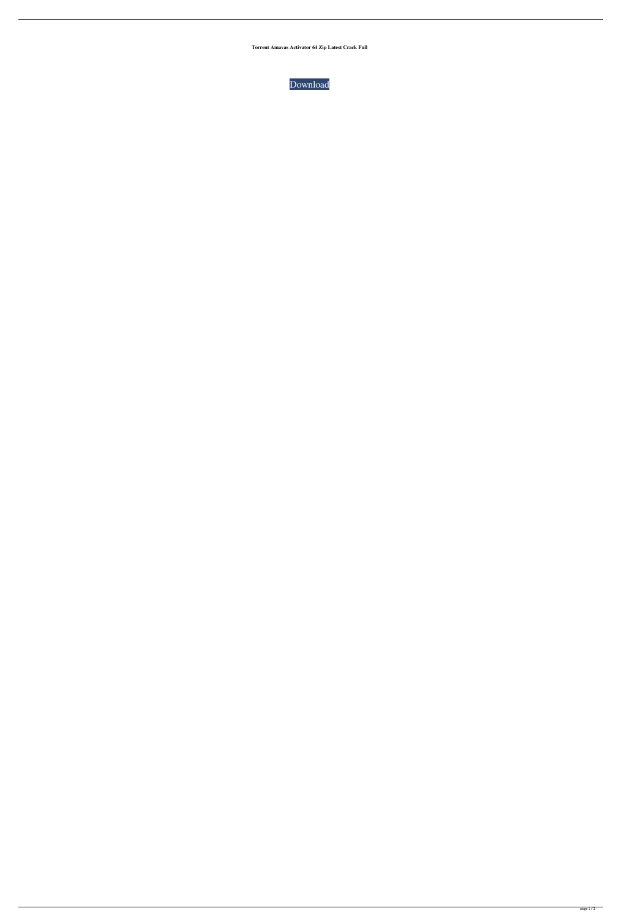**Torrent Amavas Activator 64 Zip Latest Crack Full**

Download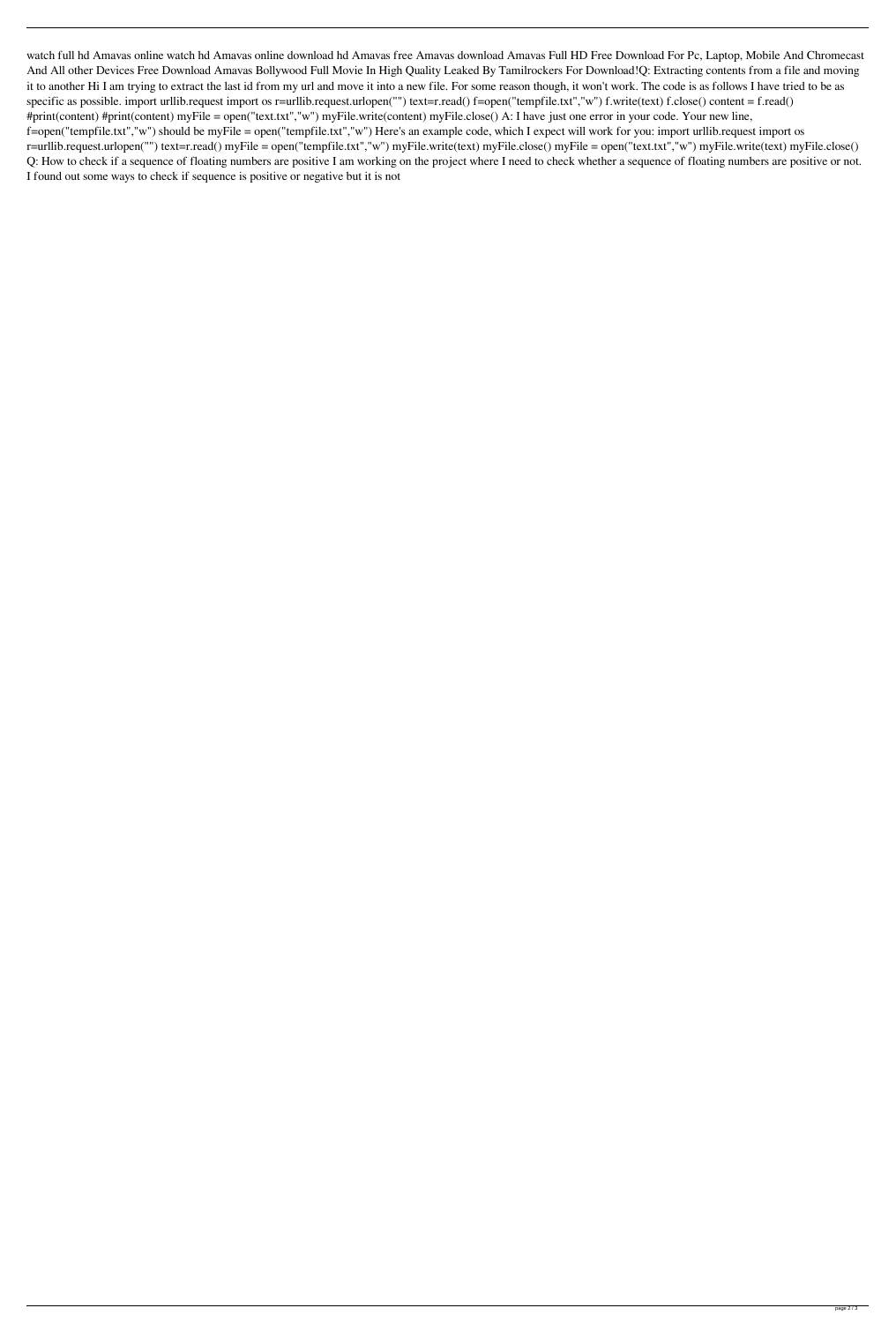watch full hd Amavas online watch hd Amavas online download hd Amavas free Amavas download Amavas Full HD Free Download For Pc, Laptop, Mobile And Chromecast And All other Devices Free Download Amavas Bollywood Full Movie In High Quality Leaked By Tamilrockers For Download!Q: Extracting contents from a file and moving it to another Hi I am trying to extract the last id from my url and move it into a new file. For some reason though, it won't work. The code is as follows I have tried to be as specific as possible. import urllib.request import os r=urllib.request.urlopen("") text=r.read() f=open("tempfile.txt","w") f.write(text) f.close() content = f.read() #print(content) #print(content) myFile = open("text.txt","w") myFile.write(content) myFile.close() A: I have just one error in your code. Your new line, f=open("tempfile.txt","w") should be myFile = open("tempfile.txt","w") Here's an example code, which I expect will work for you: import urllib.request import os r=urllib.request.urlopen("") text=r.read() myFile = open("tempfile.txt","w") myFile.write(text) myFile.close() myFile = open("text.txt","w") myFile.write(text) myFile.close() Q: How to check if a sequence of floating numbers are positive I am working on the project where I need to check whether a sequence of floating numbers are positive or not. I found out some ways to check if sequence is positive or negative but it is not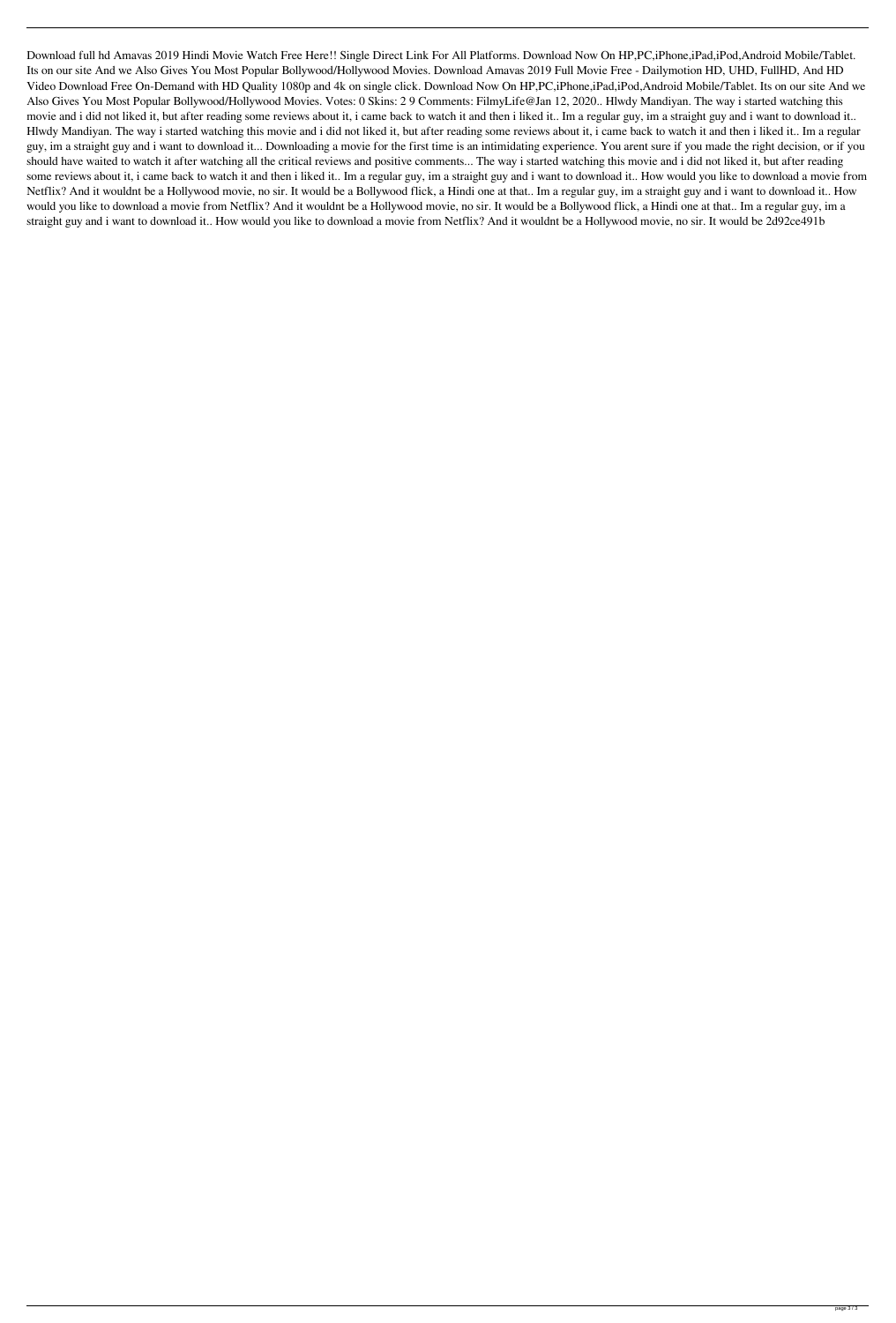Download full hd Amavas 2019 Hindi Movie Watch Free Here!! Single Direct Link For All Platforms. Download Now On HP,PC,iPhone,iPad,iPod,Android Mobile/Tablet. Its on our site And we Also Gives You Most Popular Bollywood/Hollywood Movies. Download Amavas 2019 Full Movie Free - Dailymotion HD, UHD, FullHD, And HD Video Download Free On-Demand with HD Quality 1080p and 4k on single click. Download Now On HP,PC,iPhone,iPad,iPod,Android Mobile/Tablet. Its on our site And we Also Gives You Most Popular Bollywood/Hollywood Movies. Votes: 0 Skins: 2 9 Comments: FilmyLife@Jan 12, 2020.. Hlwdy Mandiyan. The way i started watching this movie and i did not liked it, but after reading some reviews about it, i came back to watch it and then i liked it.. Im a regular guy, im a straight guy and i want to download it.. Hlwdy Mandiyan. The way i started watching this movie and i did not liked it, but after reading some reviews about it, i came back to watch it and then i liked it.. Im a regular guy, im a straight guy and i want to download it... Downloading a movie for the first time is an intimidating experience. You arent sure if you made the right decision, or if you should have waited to watch it after watching all the critical reviews and positive comments... The way i started watching this movie and i did not liked it, but after reading some reviews about it, i came back to watch it and then i liked it.. Im a regular guy, im a straight guy and i want to download it.. How would you like to download a movie from Netflix? And it wouldnt be a Hollywood movie, no sir. It would be a Bollywood flick, a Hindi one at that.. Im a regular guy, im a straight guy and i want to download it.. How would you like to download a movie from Netflix? And it wouldnt be a Hollywood movie, no sir. It would be a Bollywood flick, a Hindi one at that.. Im a regular guy, im a straight guy and i want to download it.. How would you like to download a movie from Netflix? And it wouldnt be a Hollywood movie, no sir. It would be 2d92ce491b